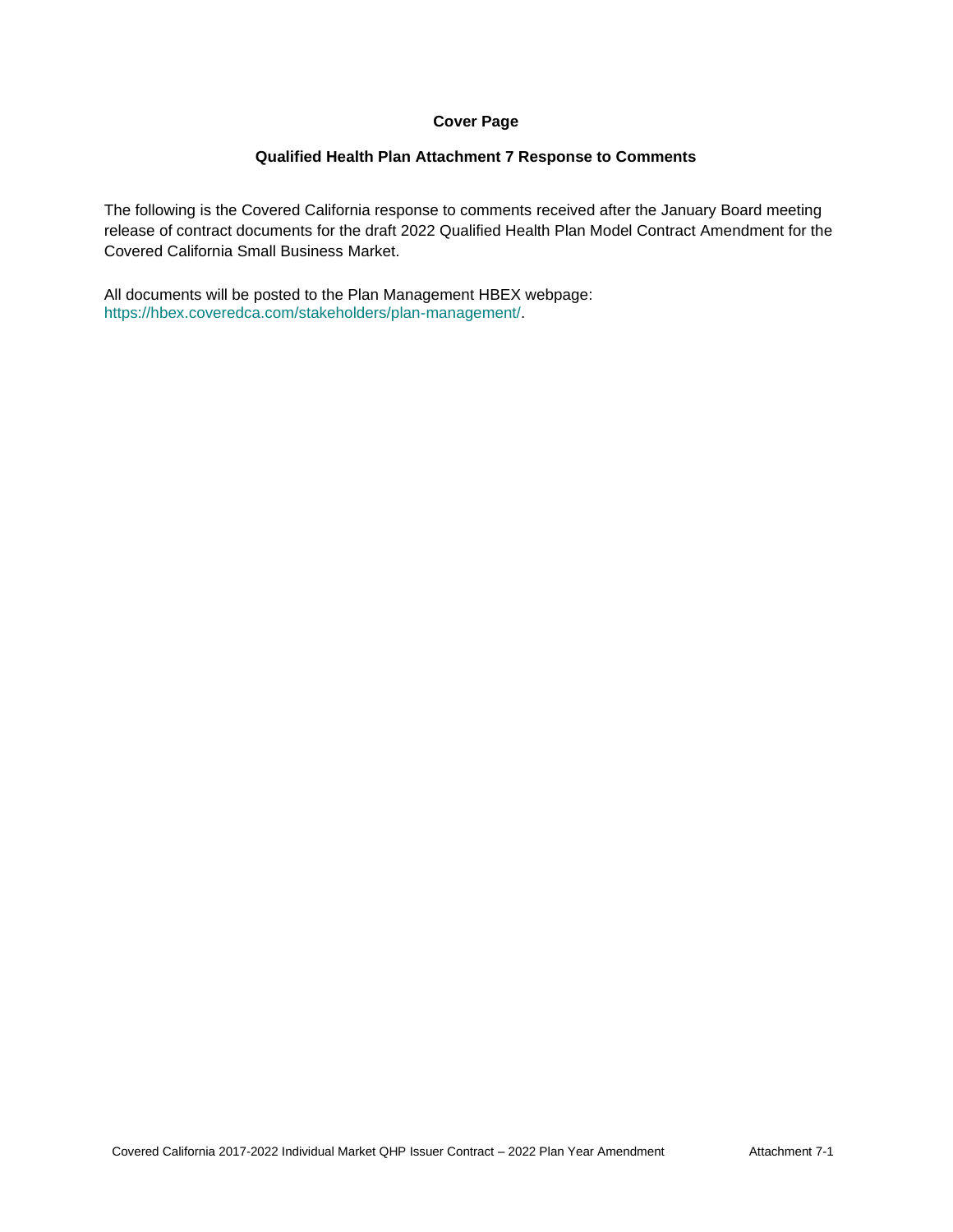**Cover Page**

**Qualified Health Plan Attachment 7 Response to Comments**

The following is the Covered California response to comments received after the January Board meeting release of contract documents for the draft 2022 Qualified Health Plan Model Contract Amendment for the Covered California Small Business Market.

All documents will be posted to the Plan Management HBEX webpage: https://hbex.coveredca.com/stakeholders/plan-management/.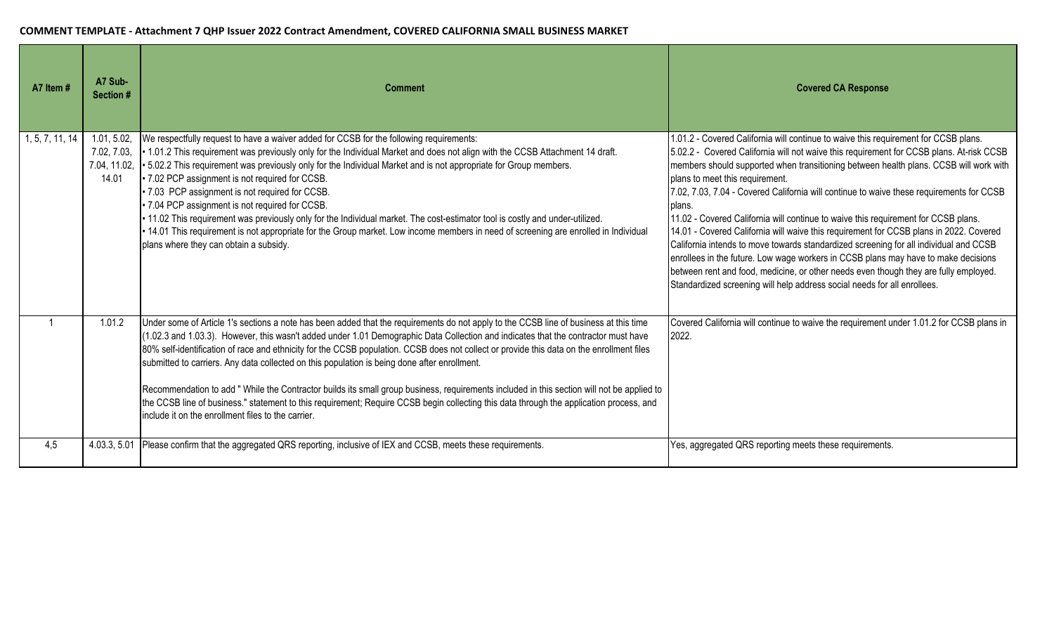**COMMENT TEMPLATE - Attachment 7 QHP Issuer 2022 Contract Amendment, COVERED CALIFORNIA SMALL BUSINESS MARKET**

| A7 Item # | A7 Sub-Section # | Comment | Covered CA Response |
|---|---|---|---|
| 1, 5, 7, 11, 14 | 1.01, 5.02, 7.02, 7.03, 7.04, 11.02, 14.01 | We respectfully request to have a waiver added for CCSB for the following requirements:<br>• 1.01.2 This requirement was previously only for the Individual Market and does not align with the CCSB Attachment 14 draft.<br>• 5.02.2 This requirement was previously only for the Individual Market and is not appropriate for Group members.<br>• 7.02 PCP assignment is not required for CCSB.<br>• 7.03 PCP assignment is not required for CCSB.<br>• 7.04 PCP assignment is not required for CCSB.<br>• 11.02 This requirement was previously only for the Individual market. The cost-estimator tool is costly and under-utilized.<br>• 14.01 This requirement is not appropriate for the Group market. Low income members in need of screening are enrolled in Individual plans where they can obtain a subsidy. | 1.01.2 - Covered California will continue to waive this requirement for CCSB plans.<br>5.02.2 - Covered California will not waive this requirement for CCSB plans. At-risk CCSB members should supported when transitioning between health plans. CCSB will work with plans to meet this requirement.<br>7.02, 7.03, 7.04 - Covered California will continue to waive these requirements for CCSB plans.<br>11.02 - Covered California will continue to waive this requirement for CCSB plans.<br>14.01 - Covered California will waive this requirement for CCSB plans in 2022. Covered California intends to move towards standardized screening for all individual and CCSB enrollees in the future. Low wage workers in CCSB plans may have to make decisions between rent and food, medicine, or other needs even though they are fully employed. Standardized screening will help address social needs for all enrollees. |
| 1 | 1.01.2 | Under some of Article 1's sections a note has been added that the requirements do not apply to the CCSB line of business at this time (1.02.3 and 1.03.3). However, this wasn't added under 1.01 Demographic Data Collection and indicates that the contractor must have 80% self-identification of race and ethnicity for the CCSB population. CCSB does not collect or provide this data on the enrollment files submitted to carriers. Any data collected on this population is being done after enrollment.<br><br>Recommendation to add " While the Contractor builds its small group business, requirements included in this section will not be applied to the CCSB line of business." statement to this requirement; Require CCSB begin collecting this data through the application process, and include it on the enrollment files to the carrier. | Covered California will continue to waive the requirement under 1.01.2 for CCSB plans in 2022. |
| 4,5 | 4.03.3, 5.01 | Please confirm that the aggregated QRS reporting, inclusive of IEX and CCSB, meets these requirements. | Yes, aggregated QRS reporting meets these requirements. |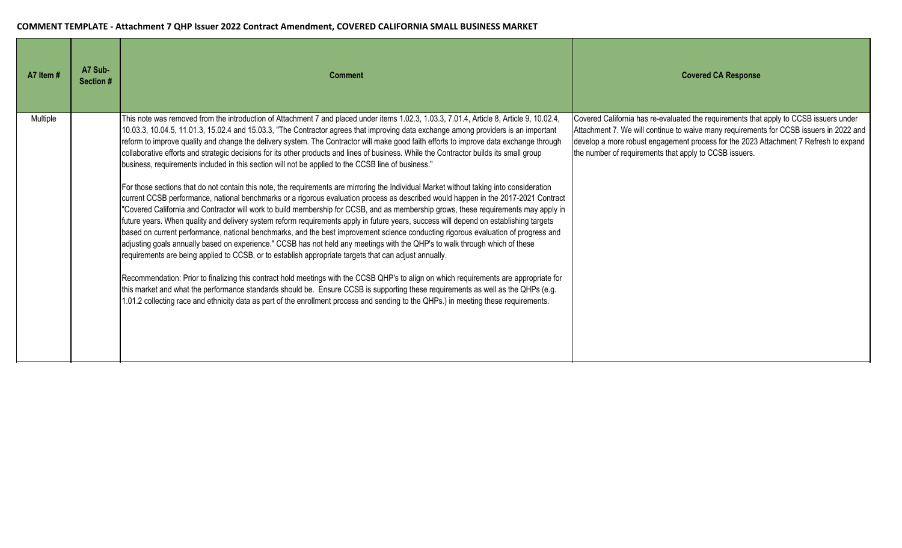**COMMENT TEMPLATE - Attachment 7 QHP Issuer 2022 Contract Amendment, COVERED CALIFORNIA SMALL BUSINESS MARKET**

| A7 Item # | A7 Sub-Section # | Comment | Covered CA Response |
|---|---|---|---|
| Multiple | | This note was removed from the introduction of Attachment 7 and placed under items 1.02.3, 1.03.3, 7.01.4, Article 8, Article 9, 10.02.4, 10.03.3, 10.04.5, 11.01.3, 15.02.4 and 15.03.3, "The Contractor agrees that improving data exchange among providers is an important reform to improve quality and change the delivery system. The Contractor will make good faith efforts to improve data exchange through collaborative efforts and strategic decisions for its other products and lines of business. While the Contractor builds its small group business, requirements included in this section will not be applied to the CCSB line of business."<br><br>For those sections that do not contain this note, the requirements are mirroring the Individual Market without taking into consideration current CCSB performance, national benchmarks or a rigorous evaluation process as described would happen in the 2017-2021 Contract "Covered California and Contractor will work to build membership for CCSB, and as membership grows, these requirements may apply in future years. When quality and delivery system reform requirements apply in future years, success will depend on establishing targets based on current performance, national benchmarks, and the best improvement science conducting rigorous evaluation of progress and adjusting goals annually based on experience." CCSB has not held any meetings with the QHP's to walk through which of these requirements are being applied to CCSB, or to establish appropriate targets that can adjust annually.<br><br>Recommendation: Prior to finalizing this contract hold meetings with the CCSB QHP's to align on which requirements are appropriate for this market and what the performance standards should be. Ensure CCSB is supporting these requirements as well as the QHPs (e.g. 1.01.2 collecting race and ethnicity data as part of the enrollment process and sending to the QHPs.) in meeting these requirements. | Covered California has re-evaluated the requirements that apply to CCSB issuers under Attachment 7. We will continue to waive many requirements for CCSB issuers in 2022 and develop a more robust engagement process for the 2023 Attachment 7 Refresh to expand the number of requirements that apply to CCSB issuers. |